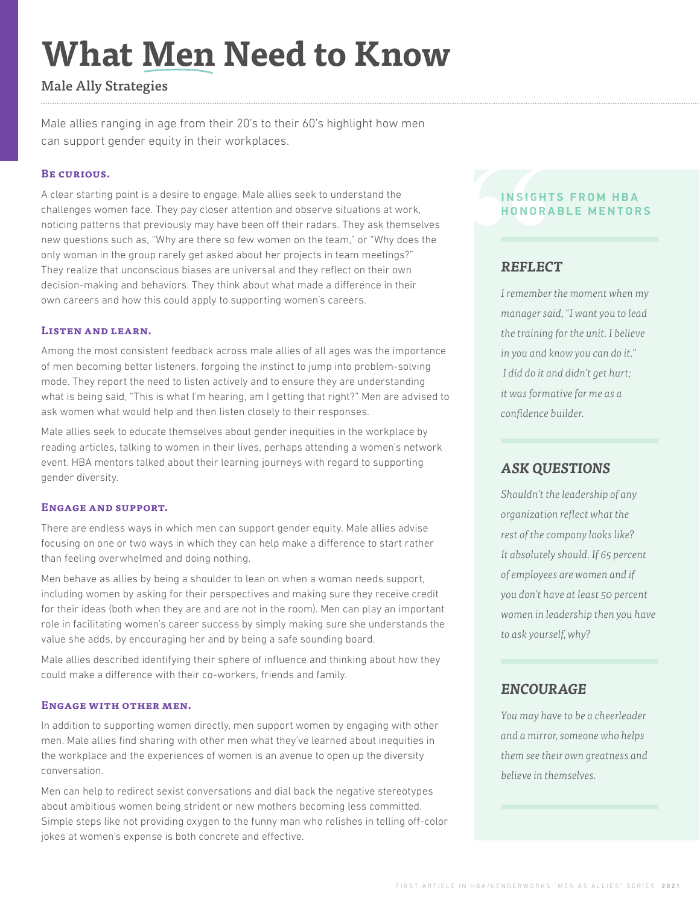# What Men Need to Know

## Male Ally Strategies

Male allies ranging in age from their 20's to their 60's highlight how men can support gender equity in their workplaces.

### Be curious.

A clear starting point is a desire to engage. Male allies seek to understand the challenges women face. They pay closer attention and observe situations at work, noticing patterns that previously may have been off their radars. They ask themselves new questions such as, "Why are there so few women on the team," or "Why does the only woman in the group rarely get asked about her projects in team meetings?" They realize that unconscious biases are universal and they reflect on their own decision-making and behaviors. They think about what made a difference in their own careers and how this could apply to supporting women's careers.

### Listen and learn.

Among the most consistent feedback across male allies of all ages was the importance of men becoming better listeners, forgoing the instinct to jump into problem-solving mode. They report the need to listen actively and to ensure they are understanding what is being said, "This is what I'm hearing, am I getting that right?" Men are advised to ask women what would help and then listen closely to their responses.

Male allies seek to educate themselves about gender inequities in the workplace by reading articles, talking to women in their lives, perhaps attending a women's network event. HBA mentors talked about their learning journeys with regard to supporting gender diversity.

### Engage and support.

There are endless ways in which men can support gender equity. Male allies advise focusing on one or two ways in which they can help make a difference to start rather than feeling overwhelmed and doing nothing.

Men behave as allies by being a shoulder to lean on when a woman needs support, including women by asking for their perspectives and making sure they receive credit for their ideas (both when they are and are not in the room). Men can play an important role in facilitating women's career success by simply making sure she understands the value she adds, by encouraging her and by being a safe sounding board.

Male allies described identifying their sphere of influence and thinking about how they could make a difference with their co-workers, friends and family.

### Engage with other men.

In addition to supporting women directly, men support women by engaging with other men. Male allies find sharing with other men what they've learned about inequities in the workplace and the experiences of women is an avenue to open up the diversity conversation.

Men can help to redirect sexist conversations and dial back the negative stereotypes about ambitious women being strident or new mothers becoming less committed. Simple steps like not providing oxygen to the funny man who relishes in telling off-color jokes at women's expense is both concrete and effective.

---

**INSIGHTS FROM HBA HONORABLE MENTORS**

#### REFLECT

*I remember the moment when my manager said, "I want you to lead the training for the unit. I believe in you and know you can do it." I did do it and didn't get hurt; it was formative for me as a confidence builder.*

#### ASK QUESTIONS

*Shouldn't the leadership of any organization reflect what the rest of the company looks like? It absolutely should. If 65 percent of employees are women and if you don't have at least 50 percent women in leadership then you have to ask yourself, why?*

#### ENCOURAGE

*You may have to be a cheerleader and a mirror, someone who helps them see their own greatness and believe in themselves.*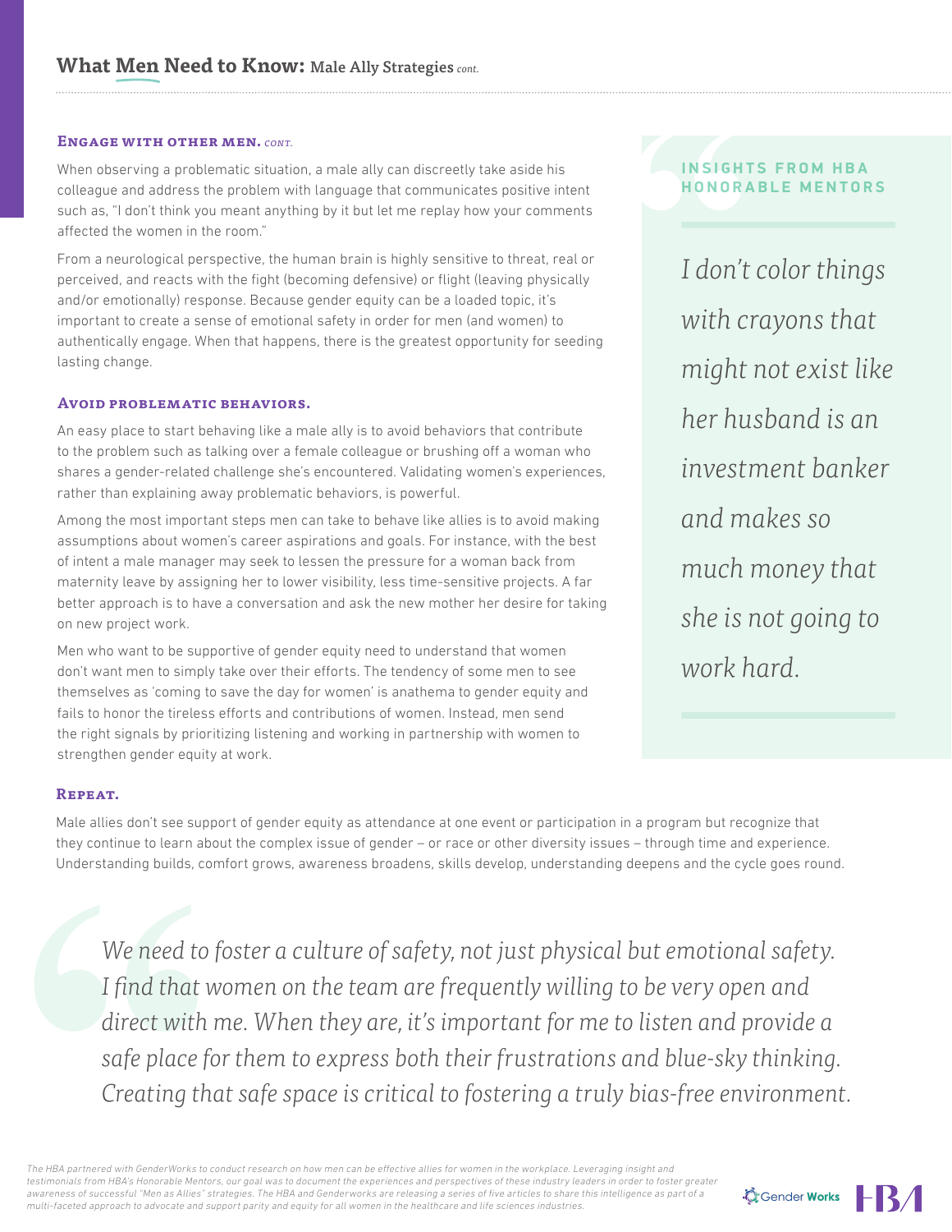## Engage with other men. *cont.*

When observing a problematic situation, a male ally can discreetly take aside his colleague and address the problem with language that communicates positive intent such as, "I don't think you meant anything by it but let me replay how your comments affected the women in the room."

From a neurological perspective, the human brain is highly sensitive to threat, real or perceived, and reacts with the fight (becoming defensive) or flight (leaving physically and/or emotionally) response. Because gender equity can be a loaded topic, it's important to create a sense of emotional safety in order for men (and women) to authentically engage. When that happens, there is the greatest opportunity for seeding lasting change.

## Avoid problematic behaviors.

An easy place to start behaving like a male ally is to avoid behaviors that contribute to the problem such as talking over a female colleague or brushing off a woman who shares a gender-related challenge she's encountered. Validating women's experiences, rather than explaining away problematic behaviors, is powerful.

Among the most important steps men can take to behave like allies is to avoid making assumptions about women's career aspirations and goals. For instance, with the best of intent a male manager may seek to lessen the pressure for a woman back from maternity leave by assigning her to lower visibility, less time-sensitive projects. A far better approach is to have a conversation and ask the new mother her desire for taking on new project work.

Men who want to be supportive of gender equity need to understand that women don't want men to simply take over their efforts. The tendency of some men to see themselves as 'coming to save the day for women' is anathema to gender equity and fails to honor the tireless efforts and contributions of women. Instead, men send the right signals by prioritizing listening and working in partnership with women to strengthen gender equity at work.

**INSIGHTS FROM HBA HONORABLE MENTORS**

*I don't color things with crayons that might not exist like her husband is an investment banker and makes so much money that she is not going to work hard.*

## Repeat.

Male allies don't see support of gender equity as attendance at one event or participation in a program but recognize that they continue to learn about the complex issue of gender – or race or other diversity issues – through time and experience. Understanding builds, comfort grows, awareness broadens, skills develop, understanding deepens and the cycle goes round.

> *We need to foster a culture of safety, not just physical but emotional safety. I find that women on the team are frequently willing to be very open and direct with me. When they are, it's important for me to listen and provide a safe place for them to express both their frustrations and blue-sky thinking. Creating that safe space is critical to fostering a truly bias-free environment.*

*The HBA partnered with GenderWorks to conduct research on how men can be effective allies for women in the workplace. Leveraging insight and testimonials from HBA's Honorable Mentors, our goal was to document the experiences and perspectives of these industry leaders in order to foster greater awareness of successful "Men as Allies" strategies. The HBA and Genderworks are releasing a series of five articles to share this intelligence as part of a multi-faceted approach to advocate and support parity and equity for all women in the healthcare and life sciences industries.*

Gender Works HBA